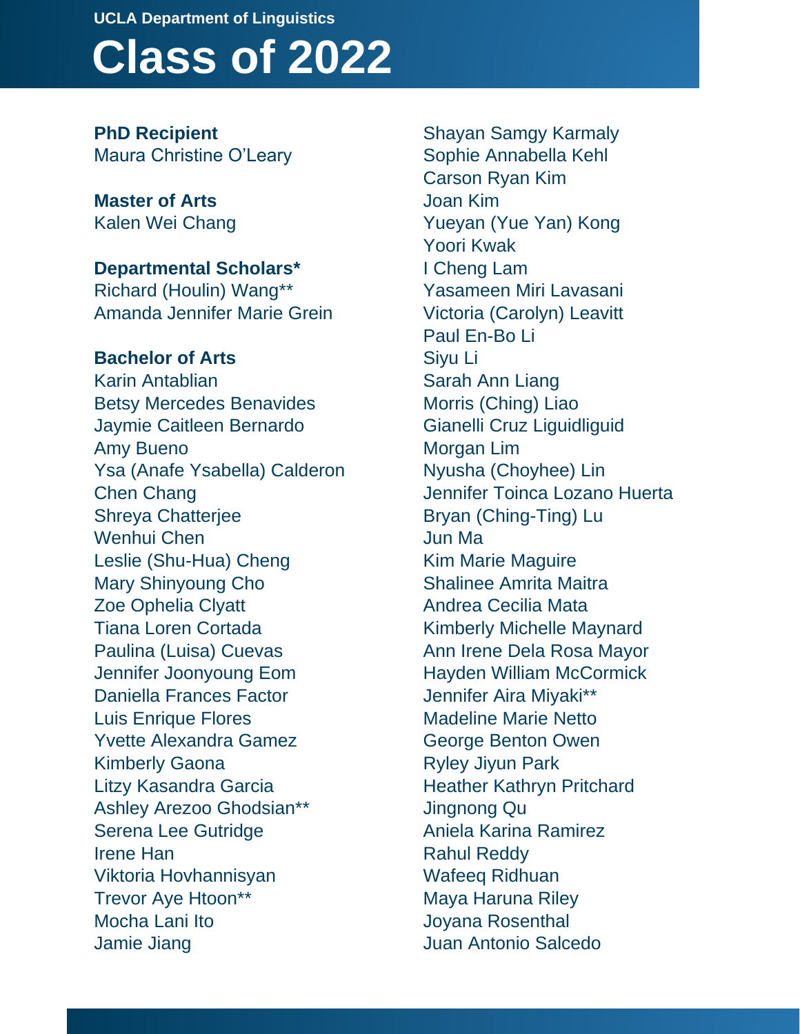UCLA Department of Linguistics

# Class of 2022

**PhD Recipient**
Maura Christine O'Leary

**Master of Arts**
Kalen Wei Chang

**Departmental Scholars***
Richard (Houlin) Wang**
Amanda Jennifer Marie Grein

**Bachelor of Arts**
Karin Antablian
Betsy Mercedes Benavides
Jaymie Caitleen Bernardo
Amy Bueno
Ysa (Anafe Ysabella) Calderon
Chen Chang
Shreya Chatterjee
Wenhui Chen
Leslie (Shu-Hua) Cheng
Mary Shinyoung Cho
Zoe Ophelia Clyatt
Tiana Loren Cortada
Paulina (Luisa) Cuevas
Jennifer Joonyoung Eom
Daniella Frances Factor
Luis Enrique Flores
Yvette Alexandra Gamez
Kimberly Gaona
Litzy Kasandra Garcia
Ashley Arezoo Ghodsian**
Serena Lee Gutridge
Irene Han
Viktoria Hovhannisyan
Trevor Aye Htoon**
Mocha Lani Ito
Jamie Jiang
Shayan Samgy Karmaly
Sophie Annabella Kehl
Carson Ryan Kim
Joan Kim
Yueyan (Yue Yan) Kong
Yoori Kwak
I Cheng Lam
Yasameen Miri Lavasani
Victoria (Carolyn) Leavitt
Paul En-Bo Li
Siyu Li
Sarah Ann Liang
Morris (Ching) Liao
Gianelli Cruz Liguidliguid
Morgan Lim
Nyusha (Choyhee) Lin
Jennifer Toinca Lozano Huerta
Bryan (Ching-Ting) Lu
Jun Ma
Kim Marie Maguire
Shalinee Amrita Maitra
Andrea Cecilia Mata
Kimberly Michelle Maynard
Ann Irene Dela Rosa Mayor
Hayden William McCormick
Jennifer Aira Miyaki**
Madeline Marie Netto
George Benton Owen
Ryley Jiyun Park
Heather Kathryn Pritchard
Jingnong Qu
Aniela Karina Ramirez
Rahul Reddy
Wafeeq Ridhuan
Maya Haruna Riley
Joyana Rosenthal
Juan Antonio Salcedo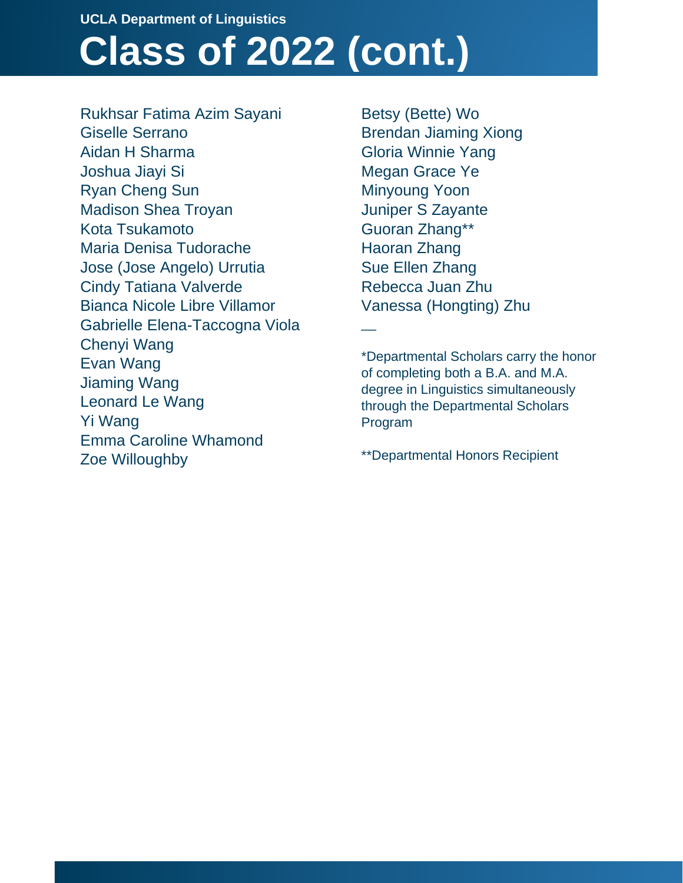UCLA Department of Linguistics

# Class of 2022 (cont.)

Rukhsar Fatima Azim Sayani
Giselle Serrano
Aidan H Sharma
Joshua Jiayi Si
Ryan Cheng Sun
Madison Shea Troyan
Kota Tsukamoto
Maria Denisa Tudorache
Jose (Jose Angelo) Urrutia
Cindy Tatiana Valverde
Bianca Nicole Libre Villamor
Gabrielle Elena-Taccogna Viola
Chenyi Wang
Evan Wang
Jiaming Wang
Leonard Le Wang
Yi Wang
Emma Caroline Whamond
Zoe Willoughby
Betsy (Bette) Wo
Brendan Jiaming Xiong
Gloria Winnie Yang
Megan Grace Ye
Minyoung Yoon
Juniper S Zayante
Guoran Zhang**
Haoran Zhang
Sue Ellen Zhang
Rebecca Juan Zhu
Vanessa (Hongting) Zhu

—

*Departmental Scholars carry the honor of completing both a B.A. and M.A. degree in Linguistics simultaneously through the Departmental Scholars Program

**Departmental Honors Recipient